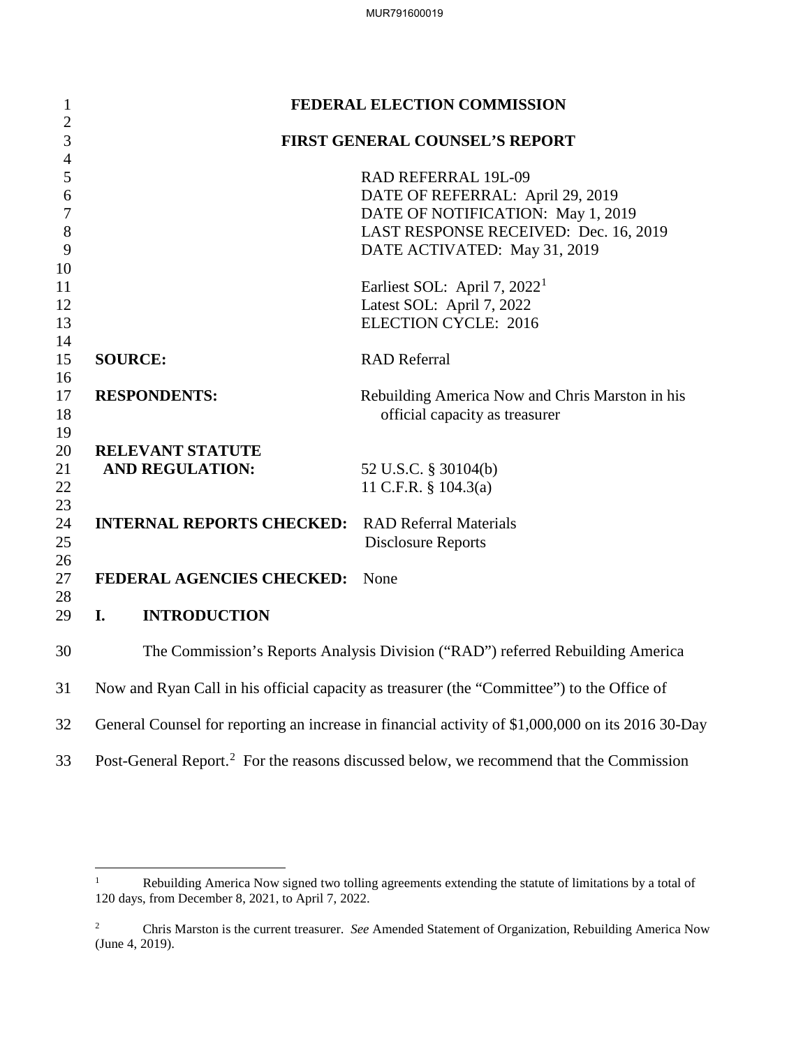# FEDERAL ELECTION COMMISSION

## FIRST GENERAL COUNSEL'S REPORT

RAD REFERRAL 19L-09
DATE OF REFERRAL: April 29, 2019
DATE OF NOTIFICATION: May 1, 2019
LAST RESPONSE RECEIVED: Dec. 16, 2019
DATE ACTIVATED: May 31, 2019

Earliest SOL: April 7, 2022[1]
Latest SOL: April 7, 2022
ELECTION CYCLE: 2016

**SOURCE:** RAD Referral

**RESPONDENTS:** Rebuilding America Now and Chris Marston in his official capacity as treasurer

**RELEVANT STATUTE AND REGULATION:** 52 U.S.C. § 30104(b)
11 C.F.R. § 104.3(a)

**INTERNAL REPORTS CHECKED:** RAD Referral Materials
Disclosure Reports

**FEDERAL AGENCIES CHECKED:** None

## I. INTRODUCTION

The Commission's Reports Analysis Division ("RAD") referred Rebuilding America Now and Ryan Call in his official capacity as treasurer (the "Committee") to the Office of General Counsel for reporting an increase in financial activity of $1,000,000 on its 2016 30-Day Post-General Report.[2] For the reasons discussed below, we recommend that the Commission

---

[1] Rebuilding America Now signed two tolling agreements extending the statute of limitations by a total of 120 days, from December 8, 2021, to April 7, 2022.

[2] Chris Marston is the current treasurer. *See* Amended Statement of Organization, Rebuilding America Now (June 4, 2019).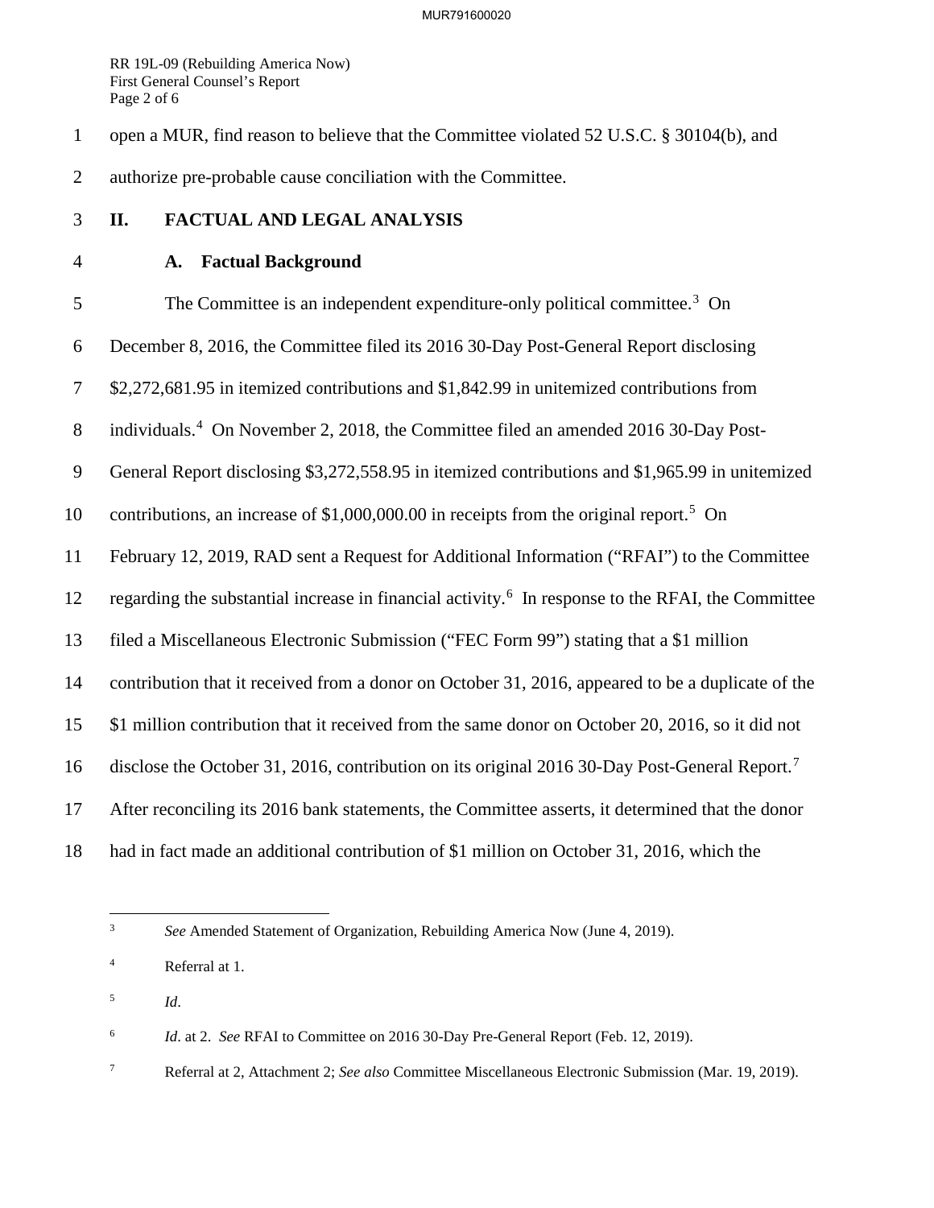open a MUR, find reason to believe that the Committee violated 52 U.S.C. § 30104(b), and authorize pre-probable cause conciliation with the Committee.

## II. FACTUAL AND LEGAL ANALYSIS

### A. Factual Background

The Committee is an independent expenditure-only political committee.[3] On December 8, 2016, the Committee filed its 2016 30-Day Post-General Report disclosing $2,272,681.95 in itemized contributions and $1,842.99 in unitemized contributions from individuals.[4] On November 2, 2018, the Committee filed an amended 2016 30-Day Post-General Report disclosing $3,272,558.95 in itemized contributions and $1,965.99 in unitemized contributions, an increase of $1,000,000.00 in receipts from the original report.[5] On February 12, 2019, RAD sent a Request for Additional Information ("RFAI") to the Committee regarding the substantial increase in financial activity.[6] In response to the RFAI, the Committee filed a Miscellaneous Electronic Submission ("FEC Form 99") stating that a $1 million contribution that it received from a donor on October 31, 2016, appeared to be a duplicate of the $1 million contribution that it received from the same donor on October 20, 2016, so it did not disclose the October 31, 2016, contribution on its original 2016 30-Day Post-General Report.[7] After reconciling its 2016 bank statements, the Committee asserts, it determined that the donor had in fact made an additional contribution of $1 million on October 31, 2016, which the

---

[3] *See* Amended Statement of Organization, Rebuilding America Now (June 4, 2019).

[4] Referral at 1.

[5] *Id*.

[6] *Id*. at 2. *See* RFAI to Committee on 2016 30-Day Pre-General Report (Feb. 12, 2019).

[7] Referral at 2, Attachment 2; *See also* Committee Miscellaneous Electronic Submission (Mar. 19, 2019).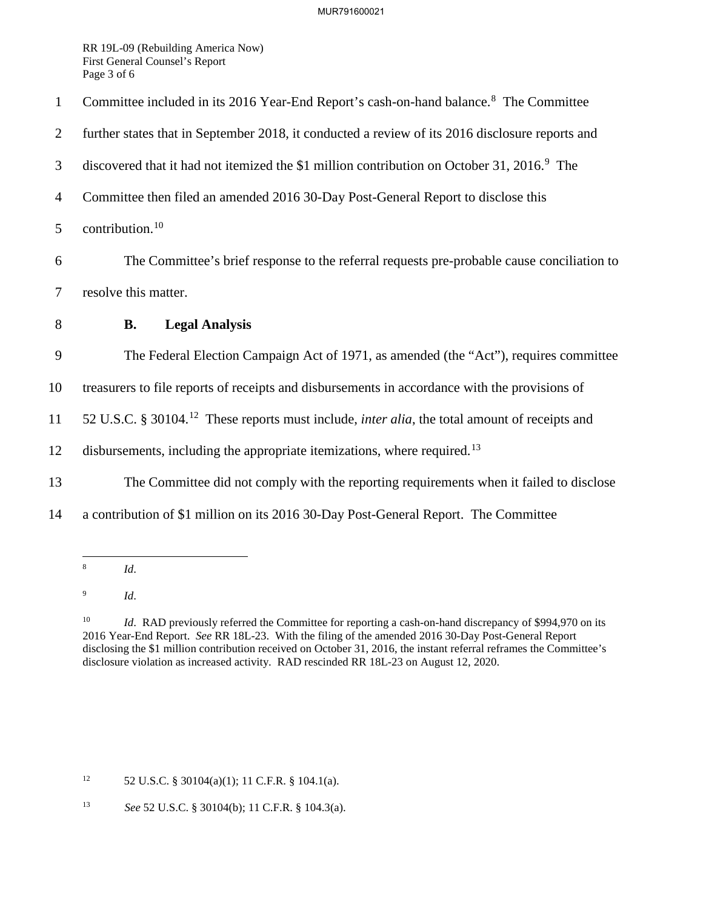Committee included in its 2016 Year-End Report's cash-on-hand balance.[8] The Committee further states that in September 2018, it conducted a review of its 2016 disclosure reports and discovered that it had not itemized the $1 million contribution on October 31, 2016.[9] The Committee then filed an amended 2016 30-Day Post-General Report to disclose this contribution.[10]

The Committee's brief response to the referral requests pre-probable cause conciliation to resolve this matter.

### B. Legal Analysis

The Federal Election Campaign Act of 1971, as amended (the "Act"), requires committee treasurers to file reports of receipts and disbursements in accordance with the provisions of 52 U.S.C. § 30104.[12] These reports must include, *inter alia*, the total amount of receipts and disbursements, including the appropriate itemizations, where required.[13]

The Committee did not comply with the reporting requirements when it failed to disclose a contribution of $1 million on its 2016 30-Day Post-General Report. The Committee

---

[8] *Id*.

[9] *Id*.

[10] *Id*. RAD previously referred the Committee for reporting a cash-on-hand discrepancy of $994,970 on its 2016 Year-End Report. *See* RR 18L-23. With the filing of the amended 2016 30-Day Post-General Report disclosing the $1 million contribution received on October 31, 2016, the instant referral reframes the Committee's disclosure violation as increased activity. RAD rescinded RR 18L-23 on August 12, 2020.

[12] 52 U.S.C. § 30104(a)(1); 11 C.F.R. § 104.1(a).

[13] *See* 52 U.S.C. § 30104(b); 11 C.F.R. § 104.3(a).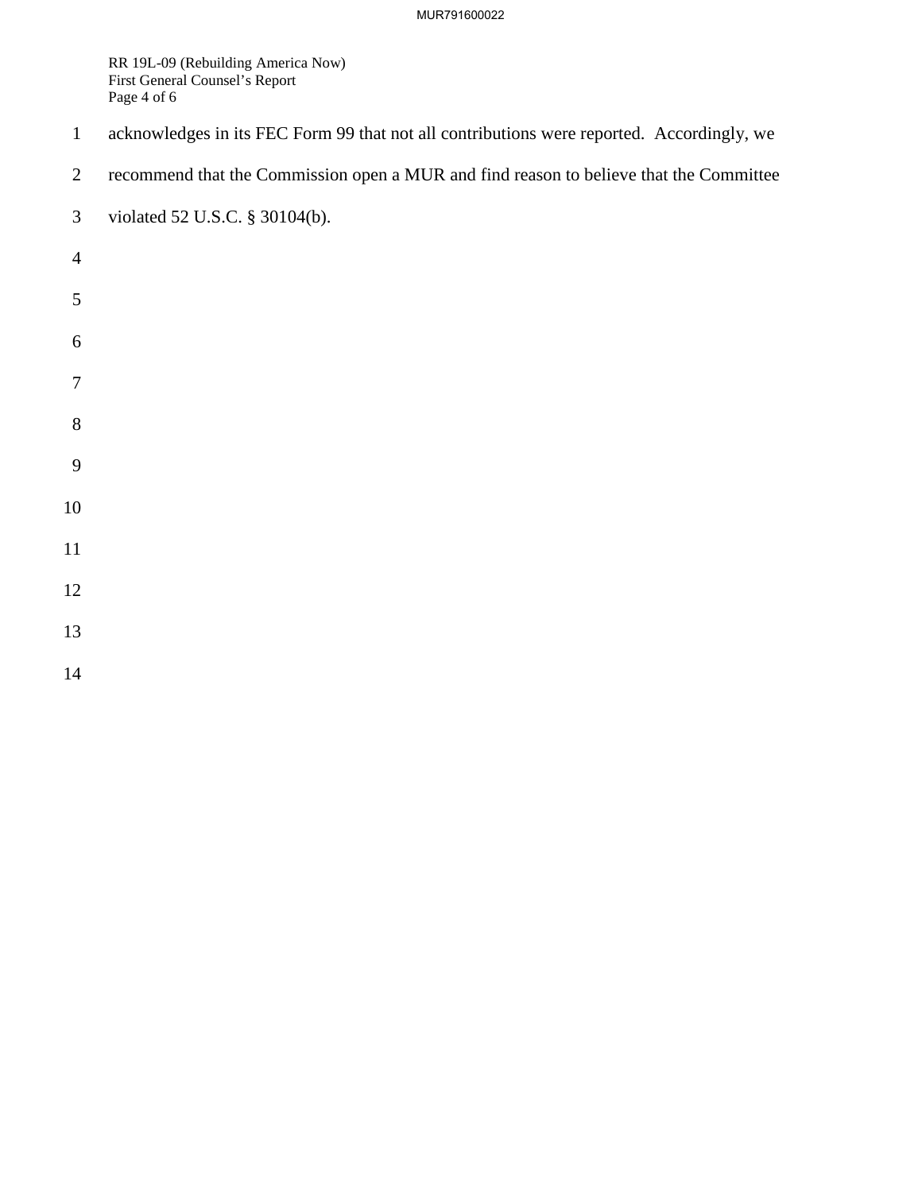acknowledges in its FEC Form 99 that not all contributions were reported. Accordingly, we recommend that the Commission open a MUR and find reason to believe that the Committee violated 52 U.S.C. § 30104(b).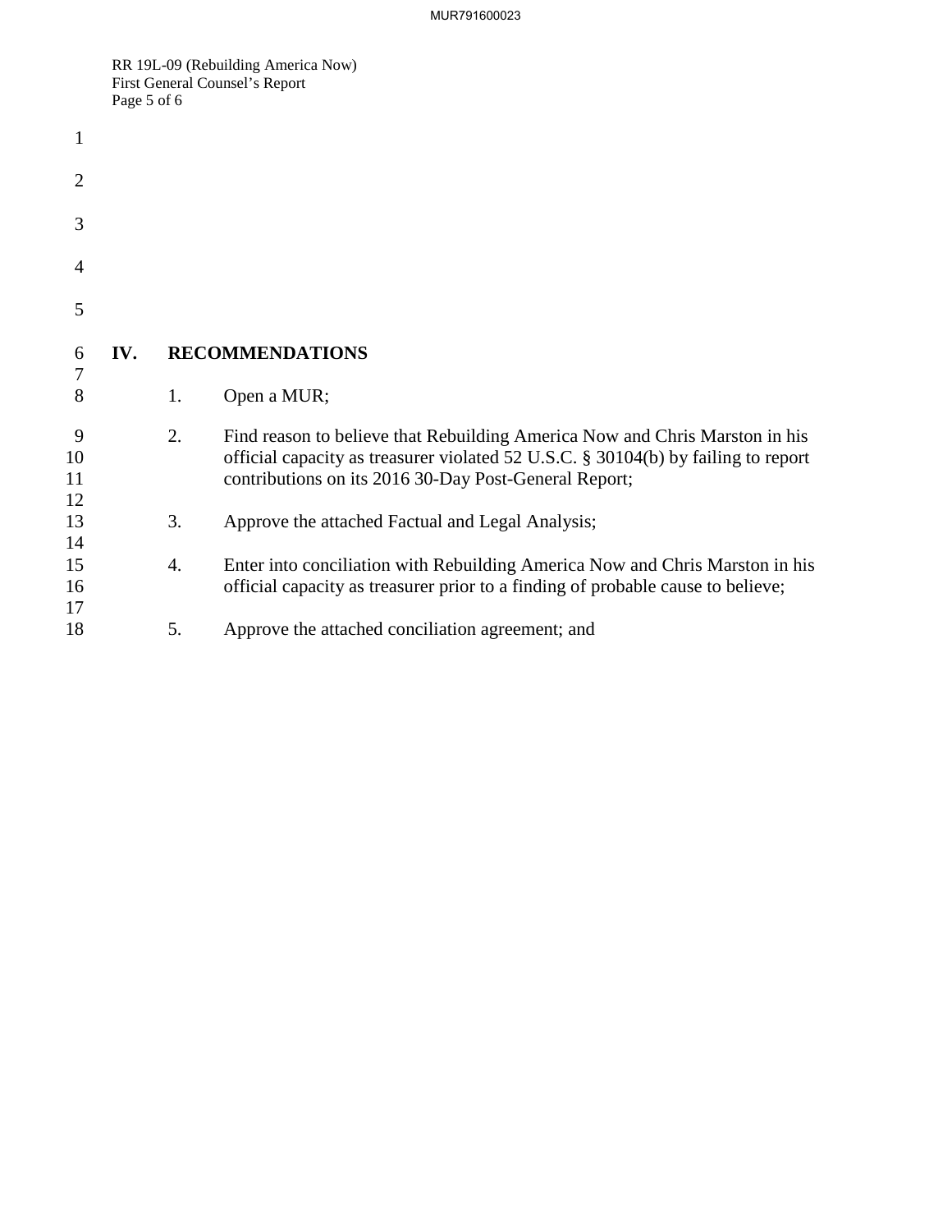## IV. RECOMMENDATIONS

1. Open a MUR;

2. Find reason to believe that Rebuilding America Now and Chris Marston in his official capacity as treasurer violated 52 U.S.C. § 30104(b) by failing to report contributions on its 2016 30-Day Post-General Report;

3. Approve the attached Factual and Legal Analysis;

4. Enter into conciliation with Rebuilding America Now and Chris Marston in his official capacity as treasurer prior to a finding of probable cause to believe;

5. Approve the attached conciliation agreement; and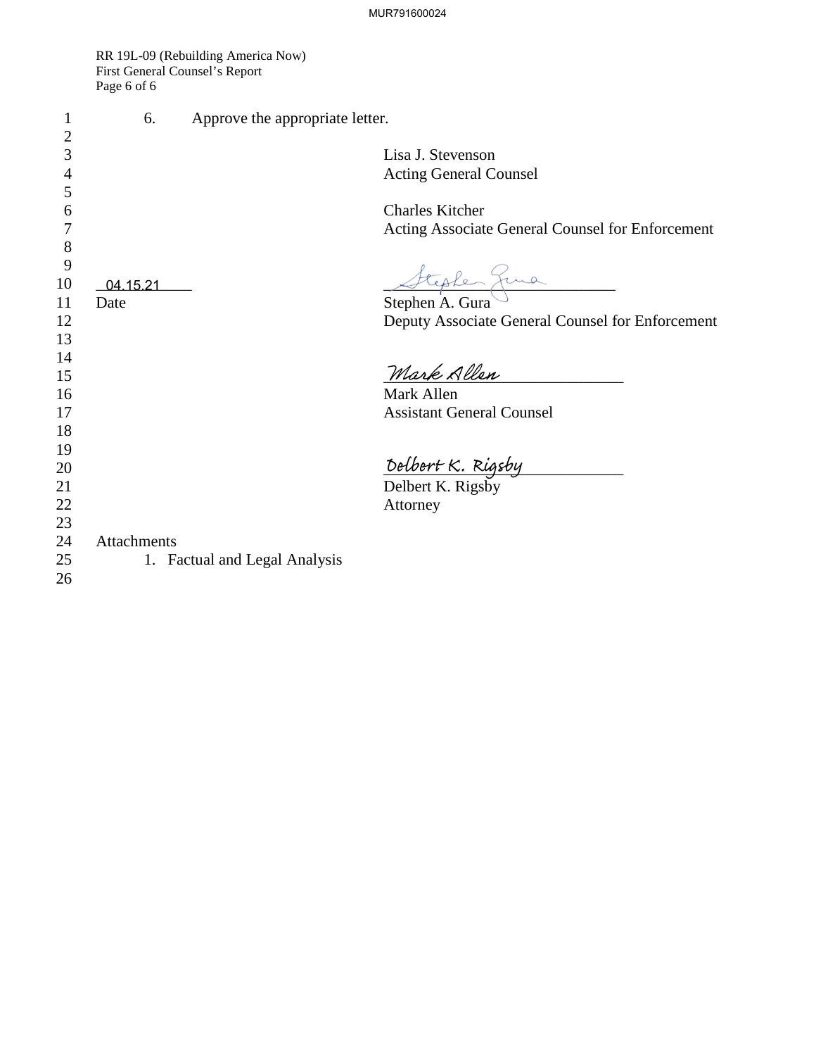6. Approve the appropriate letter.

Lisa J. Stevenson
Acting General Counsel

Charles Kitcher
Acting Associate General Counsel for Enforcement

04.15.21
Date

Stephen A. Gura
Deputy Associate General Counsel for Enforcement

Mark Allen
Assistant General Counsel

Delbert K. Rigsby
Attorney

Attachments

1. Factual and Legal Analysis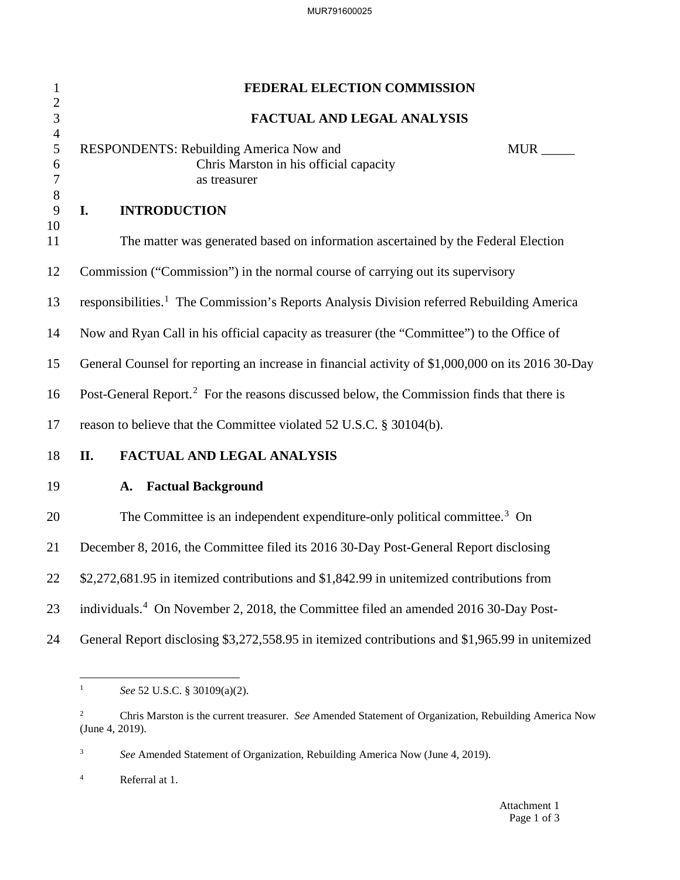# FEDERAL ELECTION COMMISSION

# FACTUAL AND LEGAL ANALYSIS

RESPONDENTS: Rebuilding America Now and Chris Marston in his official capacity as treasurer    MUR _____

## I. INTRODUCTION

The matter was generated based on information ascertained by the Federal Election Commission ("Commission") in the normal course of carrying out its supervisory responsibilities.[1] The Commission's Reports Analysis Division referred Rebuilding America Now and Ryan Call in his official capacity as treasurer (the "Committee") to the Office of General Counsel for reporting an increase in financial activity of $1,000,000 on its 2016 30-Day Post-General Report.[2] For the reasons discussed below, the Commission finds that there is reason to believe that the Committee violated 52 U.S.C. § 30104(b).

## II. FACTUAL AND LEGAL ANALYSIS

### A. Factual Background

The Committee is an independent expenditure-only political committee.[3] On December 8, 2016, the Committee filed its 2016 30-Day Post-General Report disclosing $2,272,681.95 in itemized contributions and $1,842.99 in unitemized contributions from individuals.[4] On November 2, 2018, the Committee filed an amended 2016 30-Day Post-General Report disclosing $3,272,558.95 in itemized contributions and $1,965.99 in unitemized

---

[1] *See* 52 U.S.C. § 30109(a)(2).

[2] Chris Marston is the current treasurer. *See* Amended Statement of Organization, Rebuilding America Now (June 4, 2019).

[3] *See* Amended Statement of Organization, Rebuilding America Now (June 4, 2019).

[4] Referral at 1.

Attachment 1
Page 1 of 3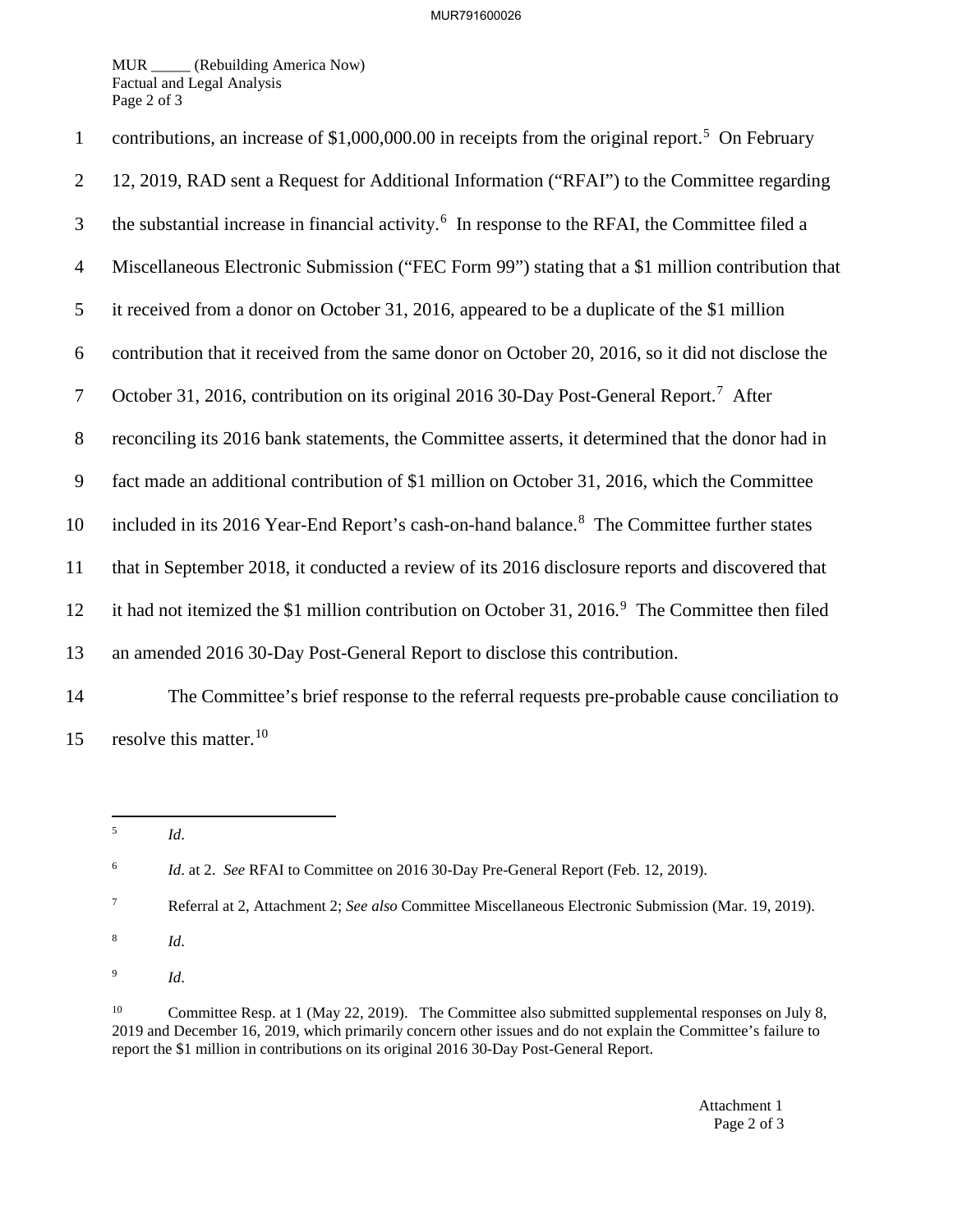contributions, an increase of $1,000,000.00 in receipts from the original report.[5] On February 12, 2019, RAD sent a Request for Additional Information ("RFAI") to the Committee regarding the substantial increase in financial activity.[6] In response to the RFAI, the Committee filed a Miscellaneous Electronic Submission ("FEC Form 99") stating that a $1 million contribution that it received from a donor on October 31, 2016, appeared to be a duplicate of the $1 million contribution that it received from the same donor on October 20, 2016, so it did not disclose the October 31, 2016, contribution on its original 2016 30-Day Post-General Report.[7] After reconciling its 2016 bank statements, the Committee asserts, it determined that the donor had in fact made an additional contribution of $1 million on October 31, 2016, which the Committee included in its 2016 Year-End Report's cash-on-hand balance.[8] The Committee further states that in September 2018, it conducted a review of its 2016 disclosure reports and discovered that it had not itemized the $1 million contribution on October 31, 2016.[9] The Committee then filed an amended 2016 30-Day Post-General Report to disclose this contribution.

The Committee's brief response to the referral requests pre-probable cause conciliation to resolve this matter.[10]

---

[5] *Id*.

[6] *Id*. at 2. *See* RFAI to Committee on 2016 30-Day Pre-General Report (Feb. 12, 2019).

[7] Referral at 2, Attachment 2; *See also* Committee Miscellaneous Electronic Submission (Mar. 19, 2019).

[8] *Id*.

[9] *Id*.

[10] Committee Resp. at 1 (May 22, 2019). The Committee also submitted supplemental responses on July 8, 2019 and December 16, 2019, which primarily concern other issues and do not explain the Committee's failure to report the $1 million in contributions on its original 2016 30-Day Post-General Report.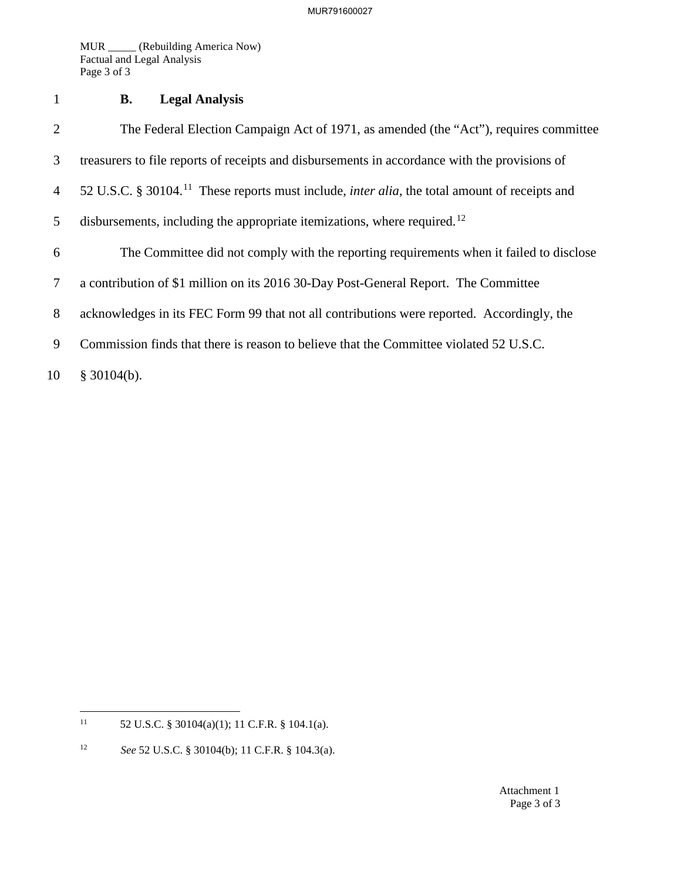### B. Legal Analysis

The Federal Election Campaign Act of 1971, as amended (the "Act"), requires committee treasurers to file reports of receipts and disbursements in accordance with the provisions of 52 U.S.C. § 30104.[11] These reports must include, *inter alia*, the total amount of receipts and disbursements, including the appropriate itemizations, where required.[12]

The Committee did not comply with the reporting requirements when it failed to disclose a contribution of $1 million on its 2016 30-Day Post-General Report. The Committee acknowledges in its FEC Form 99 that not all contributions were reported. Accordingly, the Commission finds that there is reason to believe that the Committee violated 52 U.S.C. § 30104(b).

---

[11] 52 U.S.C. § 30104(a)(1); 11 C.F.R. § 104.1(a).

[12] *See* 52 U.S.C. § 30104(b); 11 C.F.R. § 104.3(a).